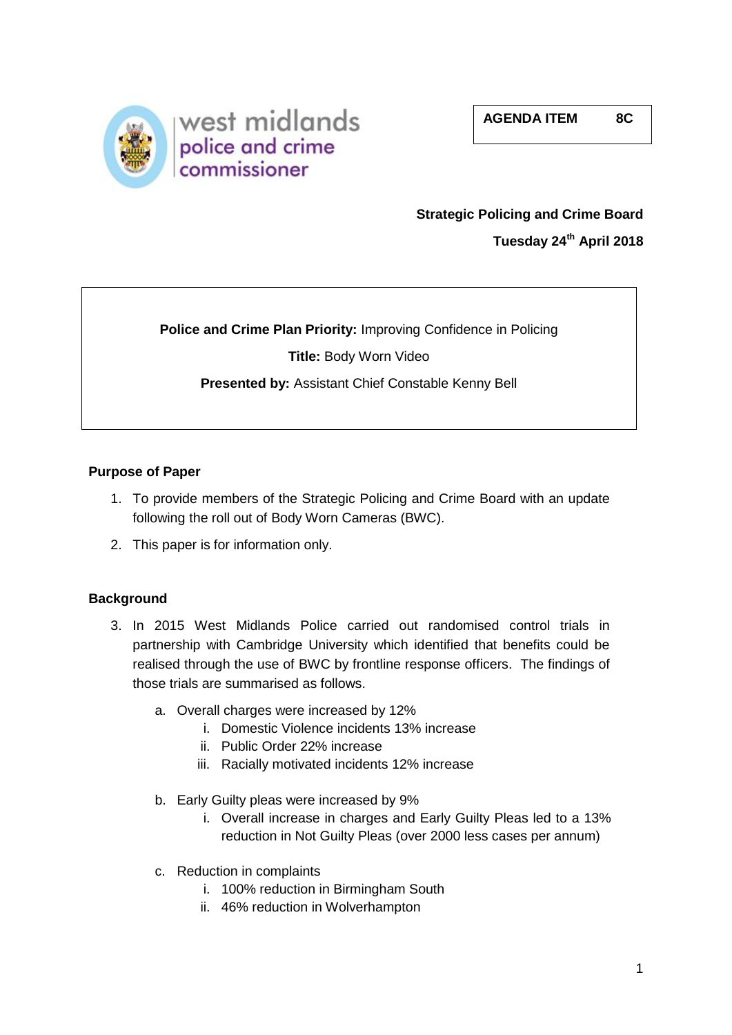west midlands police and crime commissioner

**AGENDA ITEM 8C**

**Strategic Policing and Crime Board**

**Tuesday 24th April 2018**

**Police and Crime Plan Priority:** Improving Confidence in Policing

**Title:** Body Worn Video

**Presented by:** Assistant Chief Constable Kenny Bell

## Purpose of Paper

1. To provide members of the Strategic Policing and Crime Board with an update following the roll out of Body Worn Cameras (BWC).

2. This paper is for information only.

## Background

3. In 2015 West Midlands Police carried out randomised control trials in partnership with Cambridge University which identified that benefits could be realised through the use of BWC by frontline response officers. The findings of those trials are summarised as follows.

   a. Overall charges were increased by 12%
      i. Domestic Violence incidents 13% increase
      ii. Public Order 22% increase
      iii. Racially motivated incidents 12% increase

   b. Early Guilty pleas were increased by 9%
      i. Overall increase in charges and Early Guilty Pleas led to a 13% reduction in Not Guilty Pleas (over 2000 less cases per annum)

   c. Reduction in complaints
      i. 100% reduction in Birmingham South
      ii. 46% reduction in Wolverhampton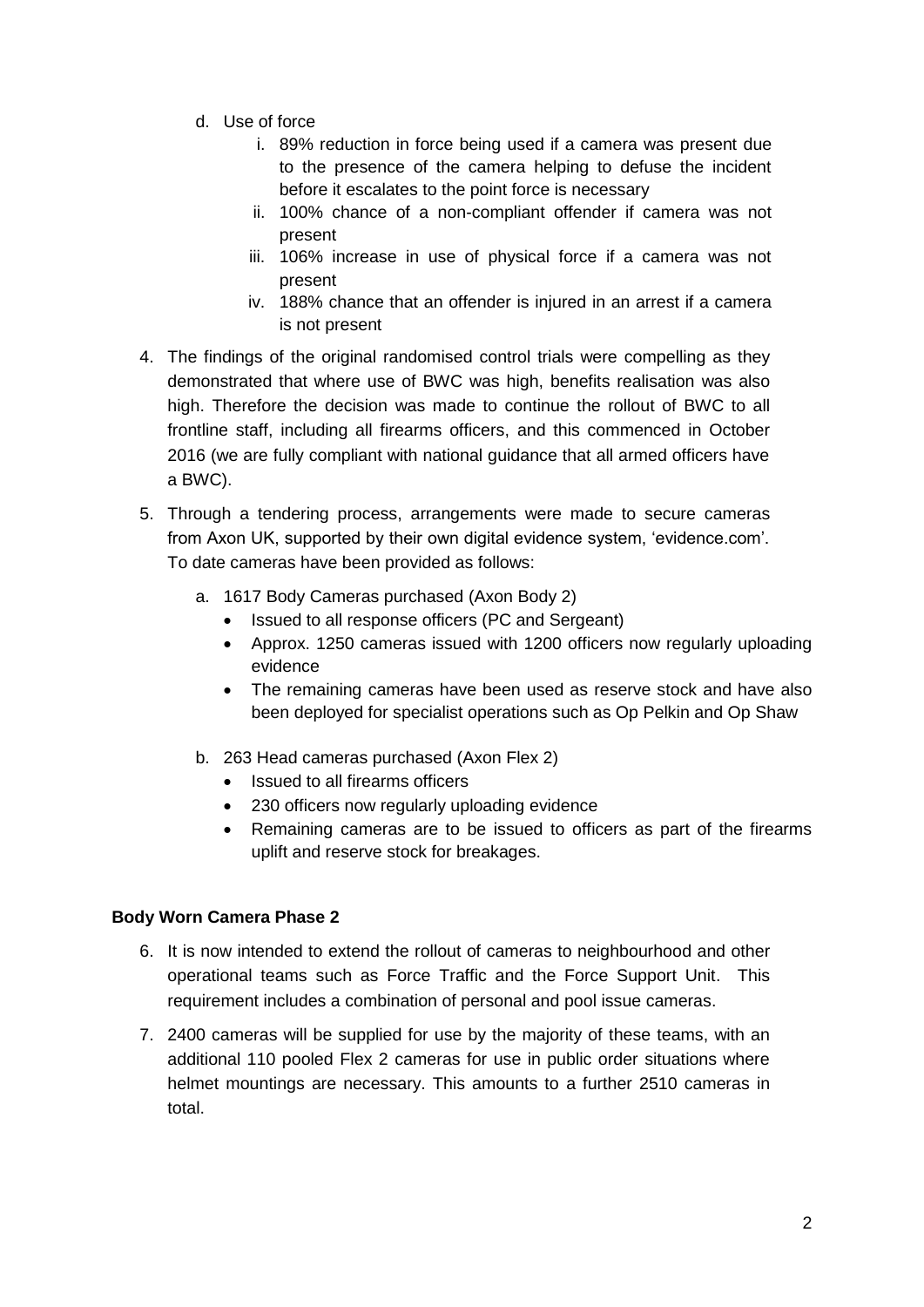d. Use of force
    i. 89% reduction in force being used if a camera was present due to the presence of the camera helping to defuse the incident before it escalates to the point force is necessary
    ii. 100% chance of a non-compliant offender if camera was not present
    iii. 106% increase in use of physical force if a camera was not present
    iv. 188% chance that an offender is injured in an arrest if a camera is not present

4. The findings of the original randomised control trials were compelling as they demonstrated that where use of BWC was high, benefits realisation was also high. Therefore the decision was made to continue the rollout of BWC to all frontline staff, including all firearms officers, and this commenced in October 2016 (we are fully compliant with national guidance that all armed officers have a BWC).

5. Through a tendering process, arrangements were made to secure cameras from Axon UK, supported by their own digital evidence system, 'evidence.com'. To date cameras have been provided as follows:

    a. 1617 Body Cameras purchased (Axon Body 2)
        - Issued to all response officers (PC and Sergeant)
        - Approx. 1250 cameras issued with 1200 officers now regularly uploading evidence
        - The remaining cameras have been used as reserve stock and have also been deployed for specialist operations such as Op Pelkin and Op Shaw

    b. 263 Head cameras purchased (Axon Flex 2)
        - Issued to all firearms officers
        - 230 officers now regularly uploading evidence
        - Remaining cameras are to be issued to officers as part of the firearms uplift and reserve stock for breakages.

**Body Worn Camera Phase 2**

6. It is now intended to extend the rollout of cameras to neighbourhood and other operational teams such as Force Traffic and the Force Support Unit. This requirement includes a combination of personal and pool issue cameras.

7. 2400 cameras will be supplied for use by the majority of these teams, with an additional 110 pooled Flex 2 cameras for use in public order situations where helmet mountings are necessary. This amounts to a further 2510 cameras in total.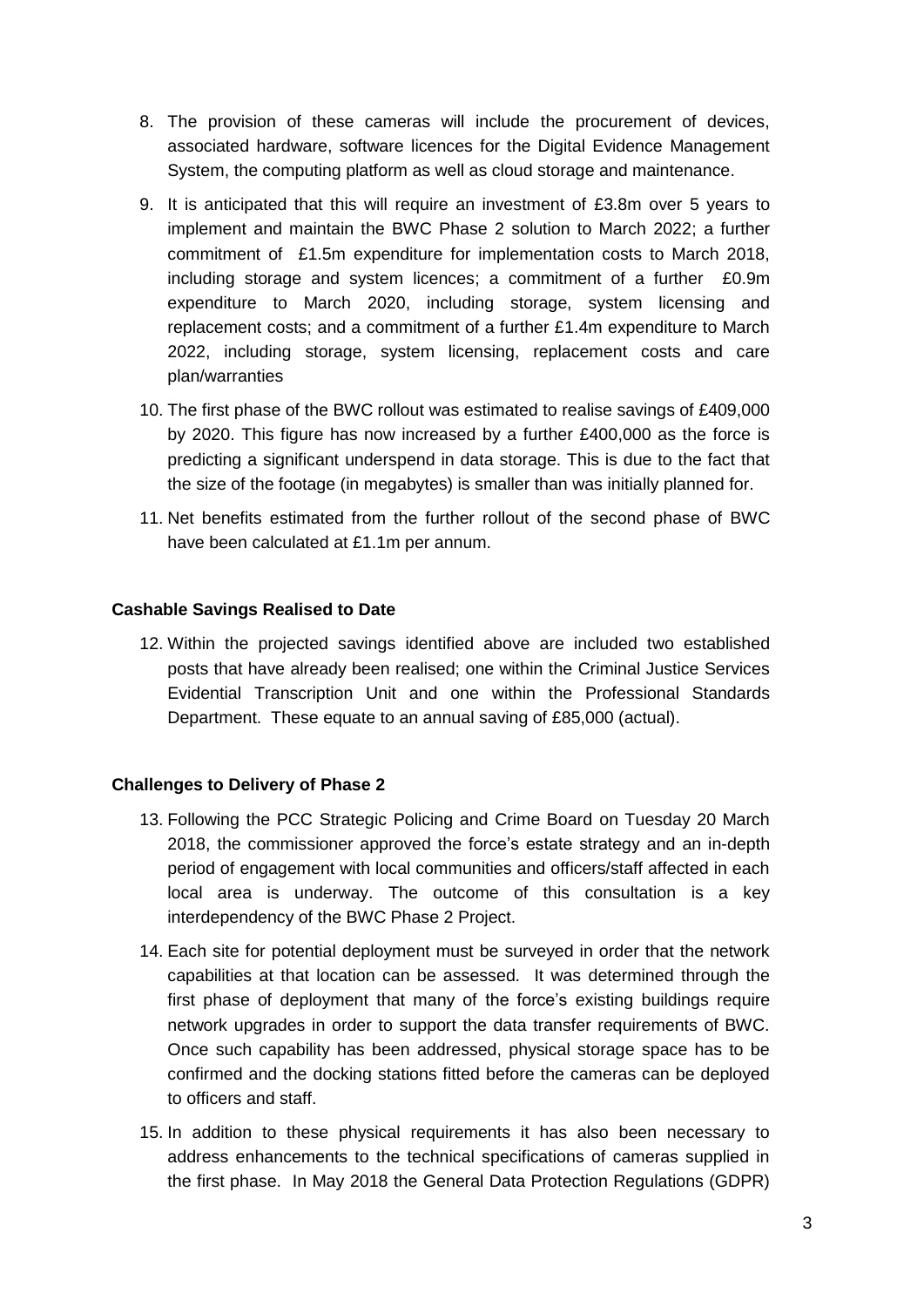8. The provision of these cameras will include the procurement of devices, associated hardware, software licences for the Digital Evidence Management System, the computing platform as well as cloud storage and maintenance.

9. It is anticipated that this will require an investment of £3.8m over 5 years to implement and maintain the BWC Phase 2 solution to March 2022; a further commitment of £1.5m expenditure for implementation costs to March 2018, including storage and system licences; a commitment of a further £0.9m expenditure to March 2020, including storage, system licensing and replacement costs; and a commitment of a further £1.4m expenditure to March 2022, including storage, system licensing, replacement costs and care plan/warranties

10. The first phase of the BWC rollout was estimated to realise savings of £409,000 by 2020. This figure has now increased by a further £400,000 as the force is predicting a significant underspend in data storage. This is due to the fact that the size of the footage (in megabytes) is smaller than was initially planned for.

11. Net benefits estimated from the further rollout of the second phase of BWC have been calculated at £1.1m per annum.

**Cashable Savings Realised to Date**

12. Within the projected savings identified above are included two established posts that have already been realised; one within the Criminal Justice Services Evidential Transcription Unit and one within the Professional Standards Department. These equate to an annual saving of £85,000 (actual).

**Challenges to Delivery of Phase 2**

13. Following the PCC Strategic Policing and Crime Board on Tuesday 20 March 2018, the commissioner approved the force's estate strategy and an in-depth period of engagement with local communities and officers/staff affected in each local area is underway. The outcome of this consultation is a key interdependency of the BWC Phase 2 Project.

14. Each site for potential deployment must be surveyed in order that the network capabilities at that location can be assessed. It was determined through the first phase of deployment that many of the force's existing buildings require network upgrades in order to support the data transfer requirements of BWC. Once such capability has been addressed, physical storage space has to be confirmed and the docking stations fitted before the cameras can be deployed to officers and staff.

15. In addition to these physical requirements it has also been necessary to address enhancements to the technical specifications of cameras supplied in the first phase. In May 2018 the General Data Protection Regulations (GDPR)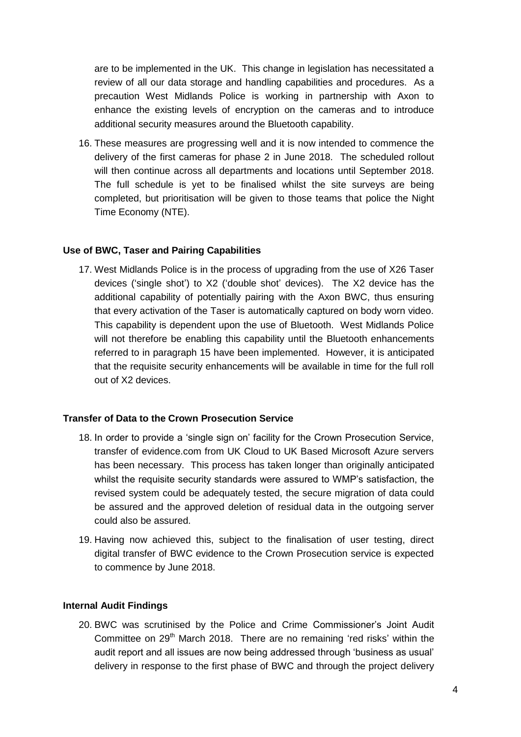are to be implemented in the UK. This change in legislation has necessitated a review of all our data storage and handling capabilities and procedures. As a precaution West Midlands Police is working in partnership with Axon to enhance the existing levels of encryption on the cameras and to introduce additional security measures around the Bluetooth capability.

16. These measures are progressing well and it is now intended to commence the delivery of the first cameras for phase 2 in June 2018. The scheduled rollout will then continue across all departments and locations until September 2018. The full schedule is yet to be finalised whilst the site surveys are being completed, but prioritisation will be given to those teams that police the Night Time Economy (NTE).

**Use of BWC, Taser and Pairing Capabilities**

17. West Midlands Police is in the process of upgrading from the use of X26 Taser devices ('single shot') to X2 ('double shot' devices). The X2 device has the additional capability of potentially pairing with the Axon BWC, thus ensuring that every activation of the Taser is automatically captured on body worn video. This capability is dependent upon the use of Bluetooth. West Midlands Police will not therefore be enabling this capability until the Bluetooth enhancements referred to in paragraph 15 have been implemented. However, it is anticipated that the requisite security enhancements will be available in time for the full roll out of X2 devices.

**Transfer of Data to the Crown Prosecution Service**

18. In order to provide a 'single sign on' facility for the Crown Prosecution Service, transfer of evidence.com from UK Cloud to UK Based Microsoft Azure servers has been necessary. This process has taken longer than originally anticipated whilst the requisite security standards were assured to WMP's satisfaction, the revised system could be adequately tested, the secure migration of data could be assured and the approved deletion of residual data in the outgoing server could also be assured.

19. Having now achieved this, subject to the finalisation of user testing, direct digital transfer of BWC evidence to the Crown Prosecution service is expected to commence by June 2018.

**Internal Audit Findings**

20. BWC was scrutinised by the Police and Crime Commissioner's Joint Audit Committee on 29th March 2018. There are no remaining 'red risks' within the audit report and all issues are now being addressed through 'business as usual' delivery in response to the first phase of BWC and through the project delivery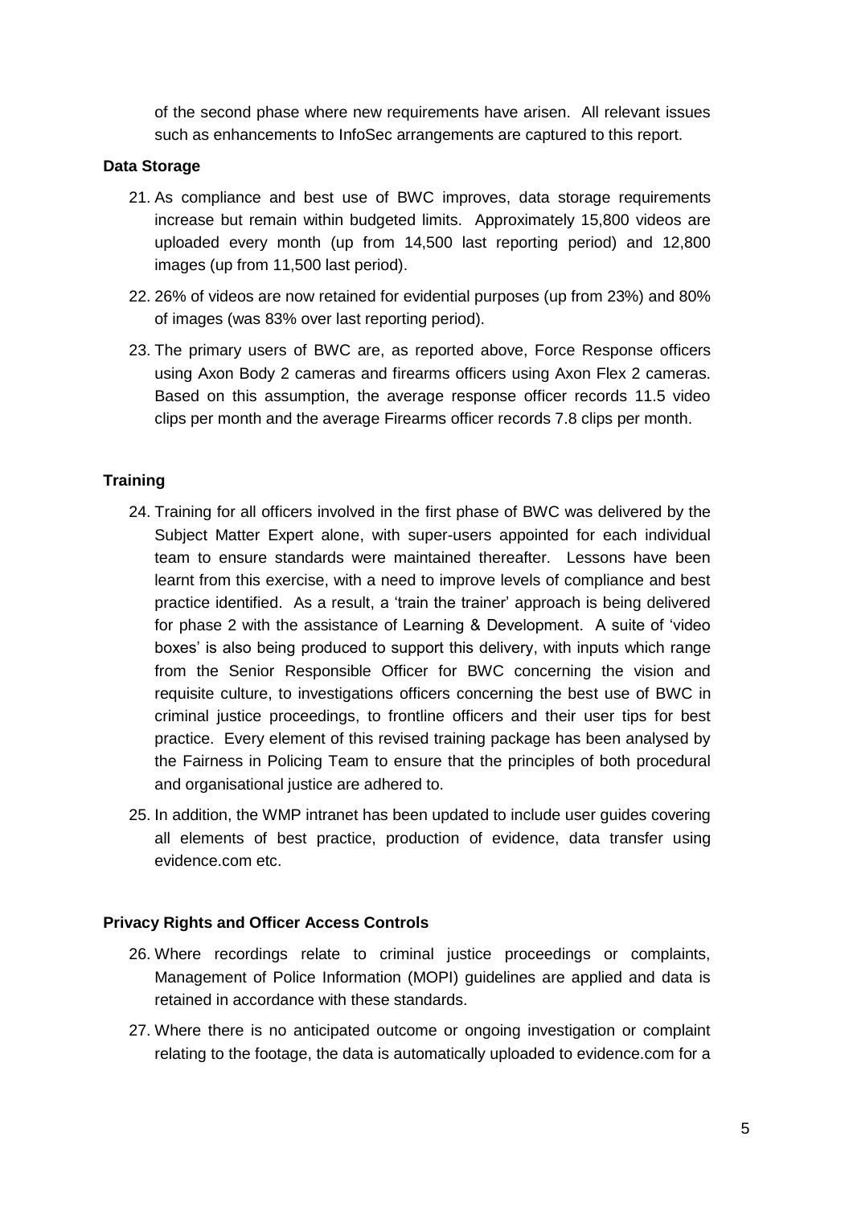of the second phase where new requirements have arisen. All relevant issues such as enhancements to InfoSec arrangements are captured to this report.

**Data Storage**

21. As compliance and best use of BWC improves, data storage requirements increase but remain within budgeted limits. Approximately 15,800 videos are uploaded every month (up from 14,500 last reporting period) and 12,800 images (up from 11,500 last period).

22. 26% of videos are now retained for evidential purposes (up from 23%) and 80% of images (was 83% over last reporting period).

23. The primary users of BWC are, as reported above, Force Response officers using Axon Body 2 cameras and firearms officers using Axon Flex 2 cameras. Based on this assumption, the average response officer records 11.5 video clips per month and the average Firearms officer records 7.8 clips per month.

**Training**

24. Training for all officers involved in the first phase of BWC was delivered by the Subject Matter Expert alone, with super-users appointed for each individual team to ensure standards were maintained thereafter. Lessons have been learnt from this exercise, with a need to improve levels of compliance and best practice identified. As a result, a 'train the trainer' approach is being delivered for phase 2 with the assistance of Learning & Development. A suite of 'video boxes' is also being produced to support this delivery, with inputs which range from the Senior Responsible Officer for BWC concerning the vision and requisite culture, to investigations officers concerning the best use of BWC in criminal justice proceedings, to frontline officers and their user tips for best practice. Every element of this revised training package has been analysed by the Fairness in Policing Team to ensure that the principles of both procedural and organisational justice are adhered to.

25. In addition, the WMP intranet has been updated to include user guides covering all elements of best practice, production of evidence, data transfer using evidence.com etc.

**Privacy Rights and Officer Access Controls**

26. Where recordings relate to criminal justice proceedings or complaints, Management of Police Information (MOPI) guidelines are applied and data is retained in accordance with these standards.

27. Where there is no anticipated outcome or ongoing investigation or complaint relating to the footage, the data is automatically uploaded to evidence.com for a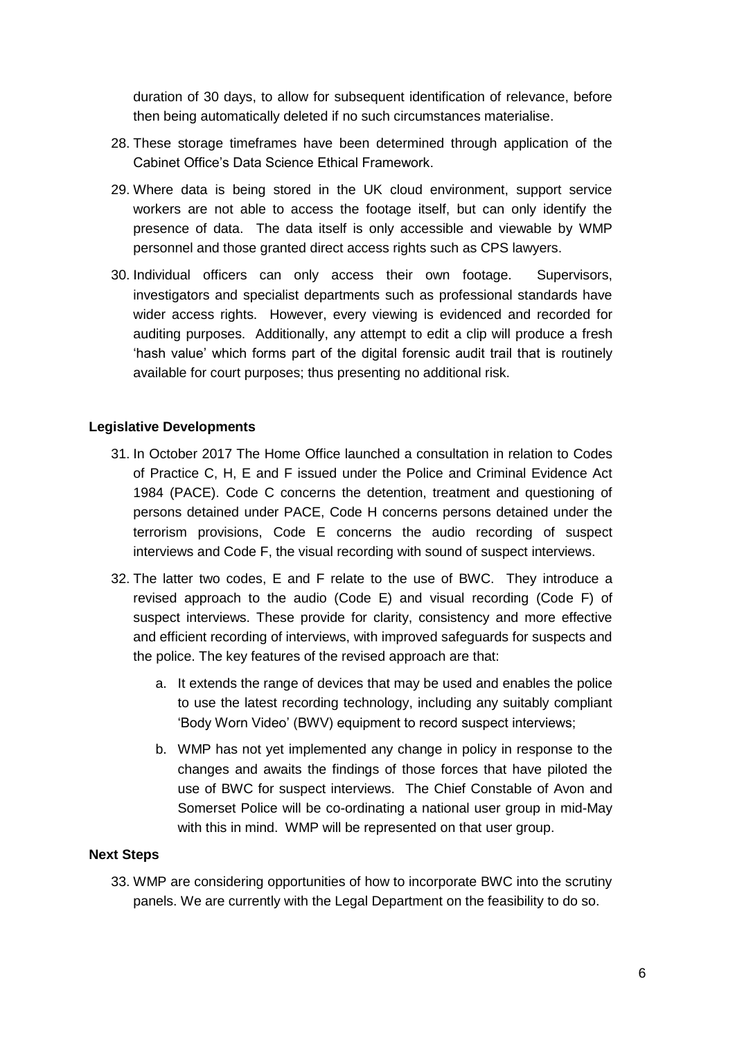duration of 30 days, to allow for subsequent identification of relevance, before then being automatically deleted if no such circumstances materialise.

28. These storage timeframes have been determined through application of the Cabinet Office's Data Science Ethical Framework.

29. Where data is being stored in the UK cloud environment, support service workers are not able to access the footage itself, but can only identify the presence of data. The data itself is only accessible and viewable by WMP personnel and those granted direct access rights such as CPS lawyers.

30. Individual officers can only access their own footage. Supervisors, investigators and specialist departments such as professional standards have wider access rights. However, every viewing is evidenced and recorded for auditing purposes. Additionally, any attempt to edit a clip will produce a fresh 'hash value' which forms part of the digital forensic audit trail that is routinely available for court purposes; thus presenting no additional risk.

**Legislative Developments**

31. In October 2017 The Home Office launched a consultation in relation to Codes of Practice C, H, E and F issued under the Police and Criminal Evidence Act 1984 (PACE). Code C concerns the detention, treatment and questioning of persons detained under PACE, Code H concerns persons detained under the terrorism provisions, Code E concerns the audio recording of suspect interviews and Code F, the visual recording with sound of suspect interviews.

32. The latter two codes, E and F relate to the use of BWC. They introduce a revised approach to the audio (Code E) and visual recording (Code F) of suspect interviews. These provide for clarity, consistency and more effective and efficient recording of interviews, with improved safeguards for suspects and the police. The key features of the revised approach are that:

    a. It extends the range of devices that may be used and enables the police to use the latest recording technology, including any suitably compliant 'Body Worn Video' (BWV) equipment to record suspect interviews;

    b. WMP has not yet implemented any change in policy in response to the changes and awaits the findings of those forces that have piloted the use of BWC for suspect interviews. The Chief Constable of Avon and Somerset Police will be co-ordinating a national user group in mid-May with this in mind. WMP will be represented on that user group.

**Next Steps**

33. WMP are considering opportunities of how to incorporate BWC into the scrutiny panels. We are currently with the Legal Department on the feasibility to do so.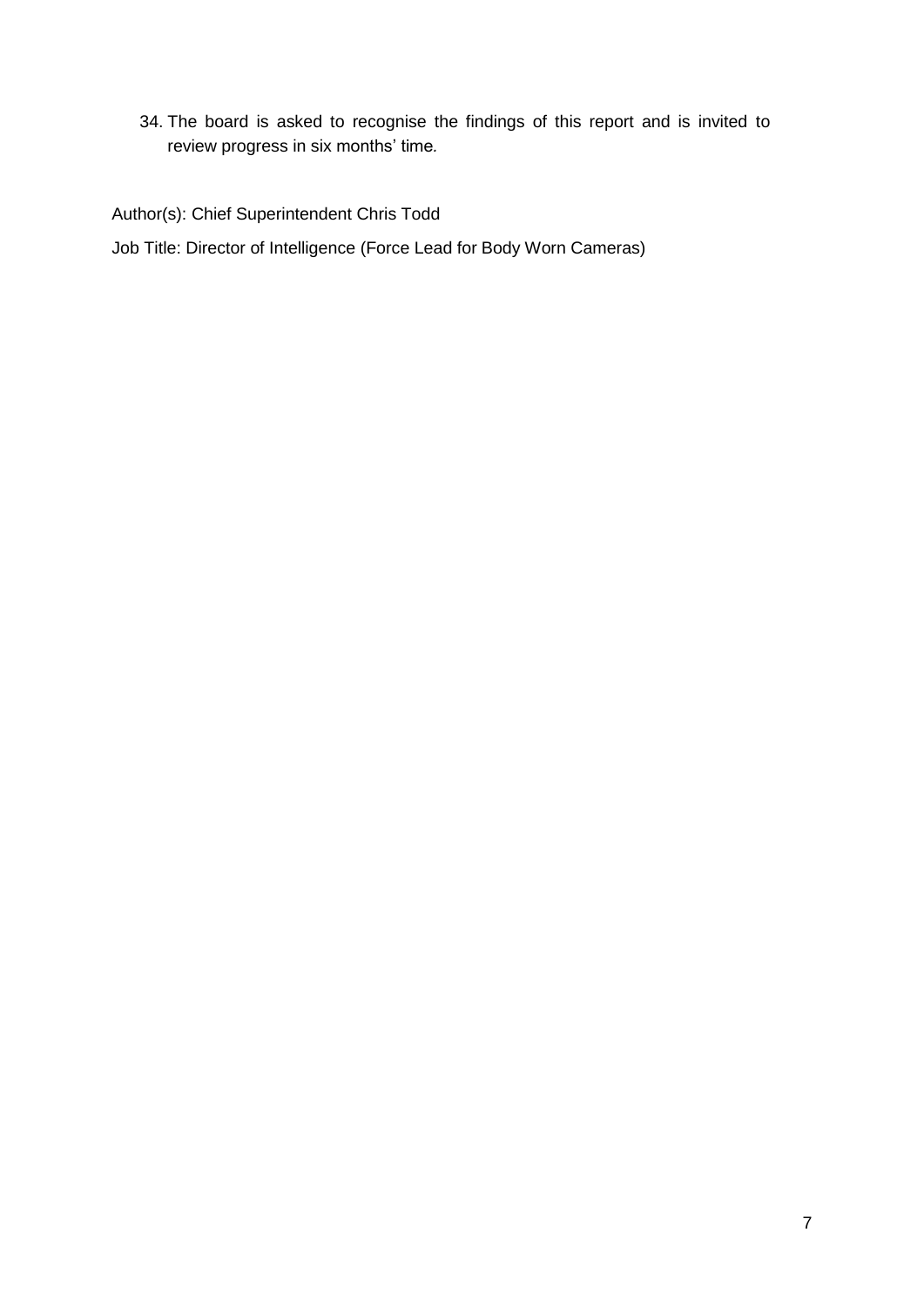34. The board is asked to recognise the findings of this report and is invited to review progress in six months' time.

Author(s): Chief Superintendent Chris Todd

Job Title: Director of Intelligence (Force Lead for Body Worn Cameras)